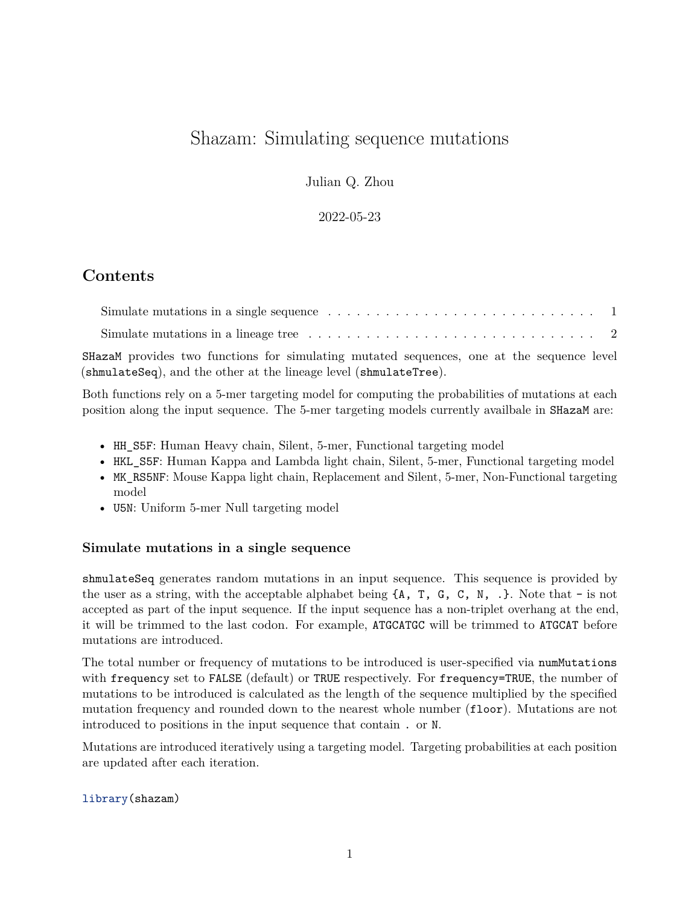# Shazam: Simulating sequence mutations

Julian Q. Zhou

2022-05-23

## Contents

- Simulate mutations in a single sequence . . . 1
- Simulate mutations in a lineage tree . . . 2

SHazaM provides two functions for simulating mutated sequences, one at the sequence level (shmulateSeq), and the other at the lineage level (shmulateTree).

Both functions rely on a 5-mer targeting model for computing the probabilities of mutations at each position along the input sequence. The 5-mer targeting models currently availbale in SHazaM are:

- HH_S5F: Human Heavy chain, Silent, 5-mer, Functional targeting model
- HKL_S5F: Human Kappa and Lambda light chain, Silent, 5-mer, Functional targeting model
- MK_RS5NF: Mouse Kappa light chain, Replacement and Silent, 5-mer, Non-Functional targeting model
- U5N: Uniform 5-mer Null targeting model

### Simulate mutations in a single sequence

shmulateSeq generates random mutations in an input sequence. This sequence is provided by the user as a string, with the acceptable alphabet being {A, T, G, C, N, .}. Note that - is not accepted as part of the input sequence. If the input sequence has a non-triplet overhang at the end, it will be trimmed to the last codon. For example, ATGCATGC will be trimmed to ATGCAT before mutations are introduced.

The total number or frequency of mutations to be introduced is user-specified via numMutations with frequency set to FALSE (default) or TRUE respectively. For frequency=TRUE, the number of mutations to be introduced is calculated as the length of the sequence multiplied by the specified mutation frequency and rounded down to the nearest whole number (floor). Mutations are not introduced to positions in the input sequence that contain . or N.

Mutations are introduced iteratively using a targeting model. Targeting probabilities at each position are updated after each iteration.

```
library(shazam)
```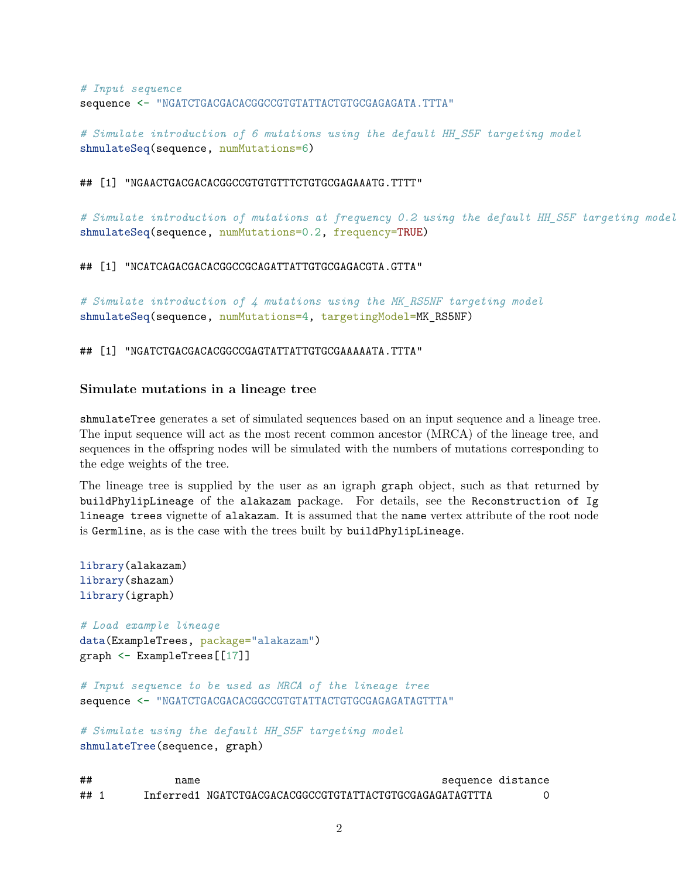```r
# Input sequence
sequence <- "NGATCTGACGACACGGCCGTGTATTACTGTGCGAGAGATA.TTTA"

# Simulate introduction of 6 mutations using the default HH_S5F targeting model
shmulateSeq(sequence, numMutations=6)
```

```
## [1] "NGAACTGACGACACGGCCGTGTGTTTCTGTGCGAGAAATG.TTTT"
```

```r
# Simulate introduction of mutations at frequency 0.2 using the default HH_S5F targeting model
shmulateSeq(sequence, numMutations=0.2, frequency=TRUE)
```

```
## [1] "NCATCAGACGACACGGCCGCAGATTATTGTGCGAGACGTA.GTTA"
```

```r
# Simulate introduction of 4 mutations using the MK_RS5NF targeting model
shmulateSeq(sequence, numMutations=4, targetingModel=MK_RS5NF)
```

```
## [1] "NGATCTGACGACACGGCCGAGTATTATTGTGCGAAAAATA.TTTA"
```

### Simulate mutations in a lineage tree

`shmulateTree` generates a set of simulated sequences based on an input sequence and a lineage tree. The input sequence will act as the most recent common ancestor (MRCA) of the lineage tree, and sequences in the offspring nodes will be simulated with the numbers of mutations corresponding to the edge weights of the tree.

The lineage tree is supplied by the user as an igraph `graph` object, such as that returned by `buildPhylipLineage` of the `alakazam` package. For details, see the `Reconstruction of Ig lineage trees` vignette of `alakazam`. It is assumed that the `name` vertex attribute of the root node is `Germline`, as is the case with the trees built by `buildPhylipLineage`.

```r
library(alakazam)
library(shazam)
library(igraph)

# Load example lineage
data(ExampleTrees, package="alakazam")
graph <- ExampleTrees[[17]]

# Input sequence to be used as MRCA of the lineage tree
sequence <- "NGATCTGACGACACGGCCGTGTATTACTGTGCGAGAGATAGTTTA"

# Simulate using the default HH_S5F targeting model
shmulateTree(sequence, graph)
```

```
##            name                                      sequence distance
## 1     Inferred1 NGATCTGACGACACGGCCGTGTATTACTGTGCGAGAGATAGTTTA        0
```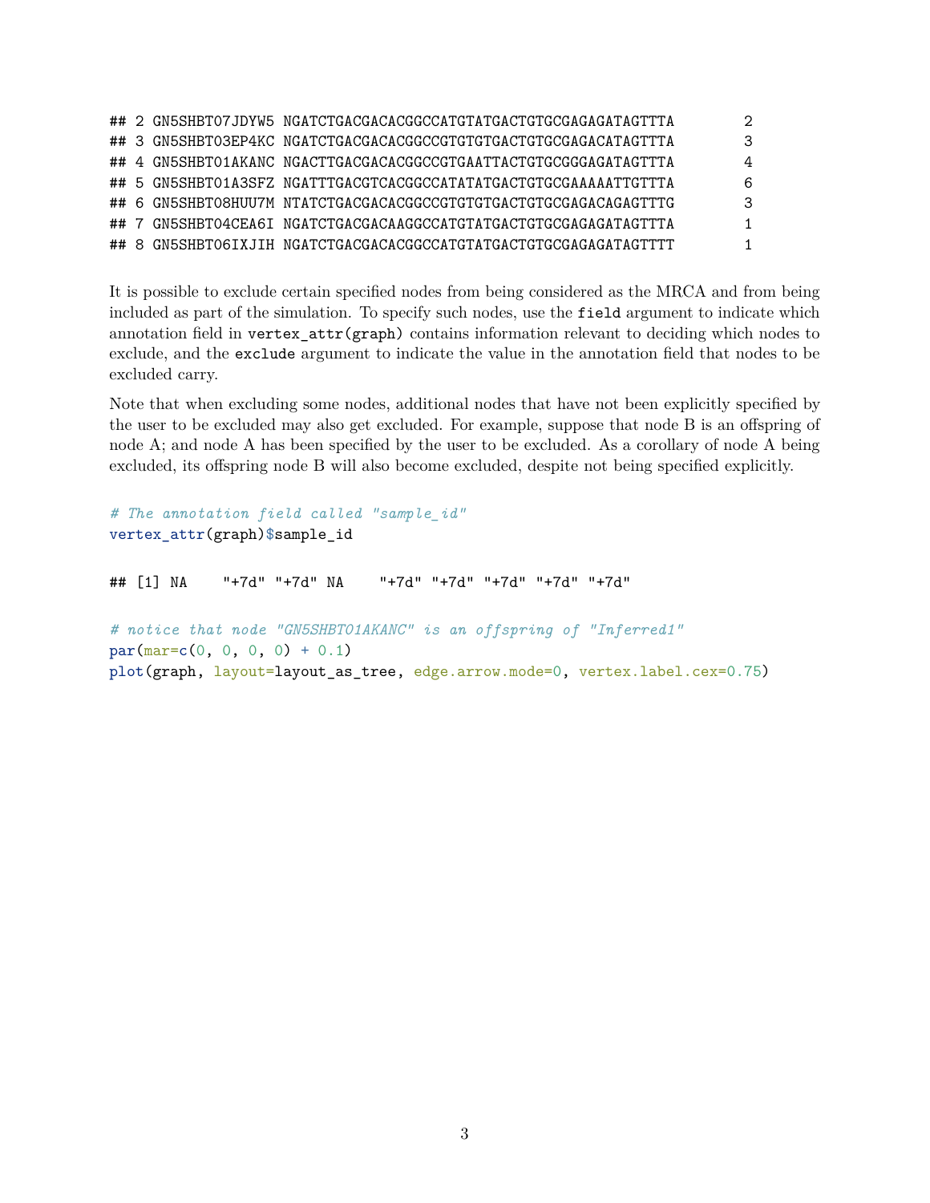```
## 2 GN5SHBT07JDYW5 NGATCTGACGACACGGCCATGTATGACTGTGCGAGAGATAGTTTA        2
## 3 GN5SHBT03EP4KC NGATCTGACGACACGGCCGTGTGTGACTGTGCGAGACATAGTTTA        3
## 4 GN5SHBT01AKANC NGACTTGACGACACGGCCGTGAATTACTGTGCGGGAGATAGTTTA        4
## 5 GN5SHBT01A3SFZ NGATTTGACGTCACGGCCATATATGACTGTGCGAAAAATTGTTTA        6
## 6 GN5SHBT08HUU7M NTATCTGACGACACGGCCGTGTGTGACTGTGCGAGACAGAGTTTG        3
## 7 GN5SHBT04CEA6I NGATCTGACGACAAGGCCATGTATGACTGTGCGAGAGATAGTTTA        1
## 8 GN5SHBT06IXJIH NGATCTGACGACACGGCCATGTATGACTGTGCGAGAGATAGTTTT        1
```

It is possible to exclude certain specified nodes from being considered as the MRCA and from being included as part of the simulation. To specify such nodes, use the `field` argument to indicate which annotation field in `vertex_attr(graph)` contains information relevant to deciding which nodes to exclude, and the `exclude` argument to indicate the value in the annotation field that nodes to be excluded carry.

Note that when excluding some nodes, additional nodes that have not been explicitly specified by the user to be excluded may also get excluded. For example, suppose that node B is an offspring of node A; and node A has been specified by the user to be excluded. As a corollary of node A being excluded, its offspring node B will also become excluded, despite not being specified explicitly.

```r
# The annotation field called "sample_id"
vertex_attr(graph)$sample_id
```

```
## [1] NA    "+7d" "+7d" NA    "+7d" "+7d" "+7d" "+7d" "+7d"
```

```r
# notice that node "GN5SHBT01AKANC" is an offspring of "Inferred1"
par(mar=c(0, 0, 0, 0) + 0.1)
plot(graph, layout=layout_as_tree, edge.arrow.mode=0, vertex.label.cex=0.75)
```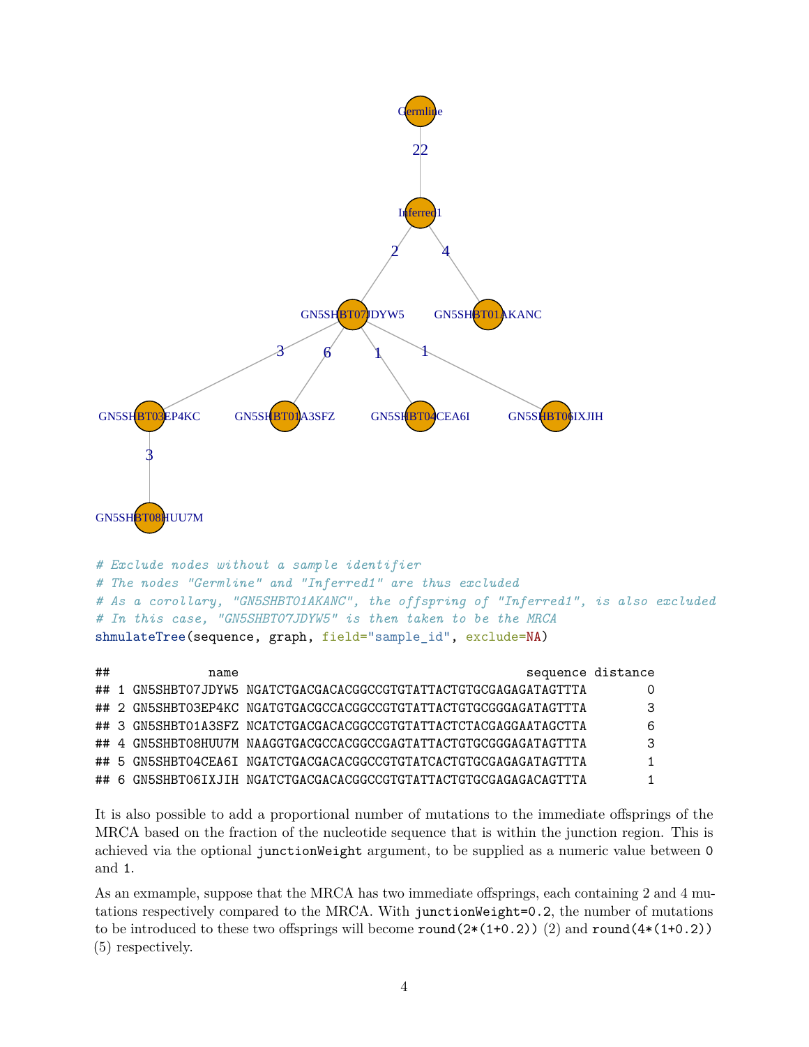```r
# Exclude nodes without a sample identifier
# The nodes "Germline" and "Inferred1" are thus excluded
# As a corollary, "GN5SHBT01AKANC", the offspring of "Inferred1", is also excluded
# In this case, "GN5SHBT07JDYW5" is then taken to be the MRCA
shmulateTree(sequence, graph, field="sample_id", exclude=NA)
```

```
##             name                                           sequence distance
## 1 GN5SHBT07JDYW5 NGATCTGACGACACGGCCGTGTATTACTGTGCGAGAGATAGTTTA        0
## 2 GN5SHBT03EP4KC NGATGTGACGCCACGGCCGTGTATTACTGTGCGGGAGATAGTTTA        3
## 3 GN5SHBT01A3SFZ NCATCTGACGACACGGCCGTGTATTACTCTACGAGGAATAGCTTA        6
## 4 GN5SHBT08HUU7M NAAGGTGACGCCACGGCCGAGTATTACTGTGCGGGAGATAGTTTA        3
## 5 GN5SHBT04CEA6I NGATCTGACGACACGGCCGTGTATCACTGTGCGAGAGATAGTTTA        1
## 6 GN5SHBT06IXJIH NGATCTGACGACACGGCCGTGTATTACTGTGCGAGAGACAGTTTA        1
```

It is also possible to add a proportional number of mutations to the immediate offsprings of the MRCA based on the fraction of the nucleotide sequence that is within the junction region. This is achieved via the optional `junctionWeight` argument, to be supplied as a numeric value between `0` and `1`.

As an exmample, suppose that the MRCA has two immediate offsprings, each containing 2 and 4 mutations respectively compared to the MRCA. With `junctionWeight=0.2`, the number of mutations to be introduced to these two offsprings will become `round(2*(1+0.2))` (2) and `round(4*(1+0.2))` (5) respectively.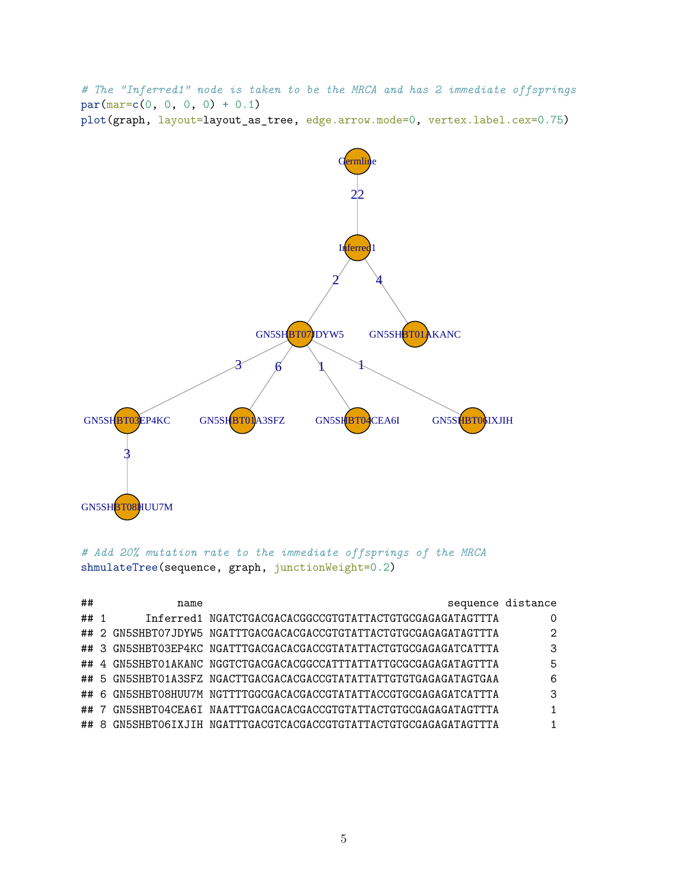```r
# The "Inferred1" node is taken to be the MRCA and has 2 immediate offsprings
par(mar=c(0, 0, 0, 0) + 0.1)
plot(graph, layout=layout_as_tree, edge.arrow.mode=0, vertex.label.cex=0.75)
```

Germline

22

Inferred1

2

4

GN5SHBT07JDYW5

GN5SHBT01AKANC

3

6

1

1

GN5SHBT03EP4KC

GN5SHBT01A3SFZ

GN5SHBT04CEA6I

GN5SHBT06IXJIH

3

GN5SHBT08HUU7M

```r
# Add 20% mutation rate to the immediate offsprings of the MRCA
shmulateTree(sequence, graph, junctionWeight=0.2)
```

```
##             name                                     sequence distance
## 1      Inferred1 NGATCTGACGACACGGCCGTGTATTACTGTGCGAGAGATAGTTTA        0
## 2 GN5SHBT07JDYW5 NGATTTGACGACACGACCGTGTATTACTGTGCGAGAGATAGTTTA        2
## 3 GN5SHBT03EP4KC NGATTTGACGACACGACCGTATATTACTGTGCGAGAGATCATTTA        3
## 4 GN5SHBT01AKANC NGGTCTGACGACACGGCCATTTATTATTGCGCGAGAGATAGTTTA        5
## 5 GN5SHBT01A3SFZ NGACTTGACGACACGACCGTATATTATTGTGTGAGAGATAGTGAA        6
## 6 GN5SHBT08HUU7M NGTTTTGGCGACACGACCGTATATTACCGTGCGAGAGATCATTTA        3
## 7 GN5SHBT04CEA6I NAATTTGACGACACGACCGTGTATTACTGTGCGAGAGATAGTTTA        1
## 8 GN5SHBT06IXJIH NGATTTGACGTCACGACCGTGTATTACTGTGCGAGAGATAGTTTA        1
```